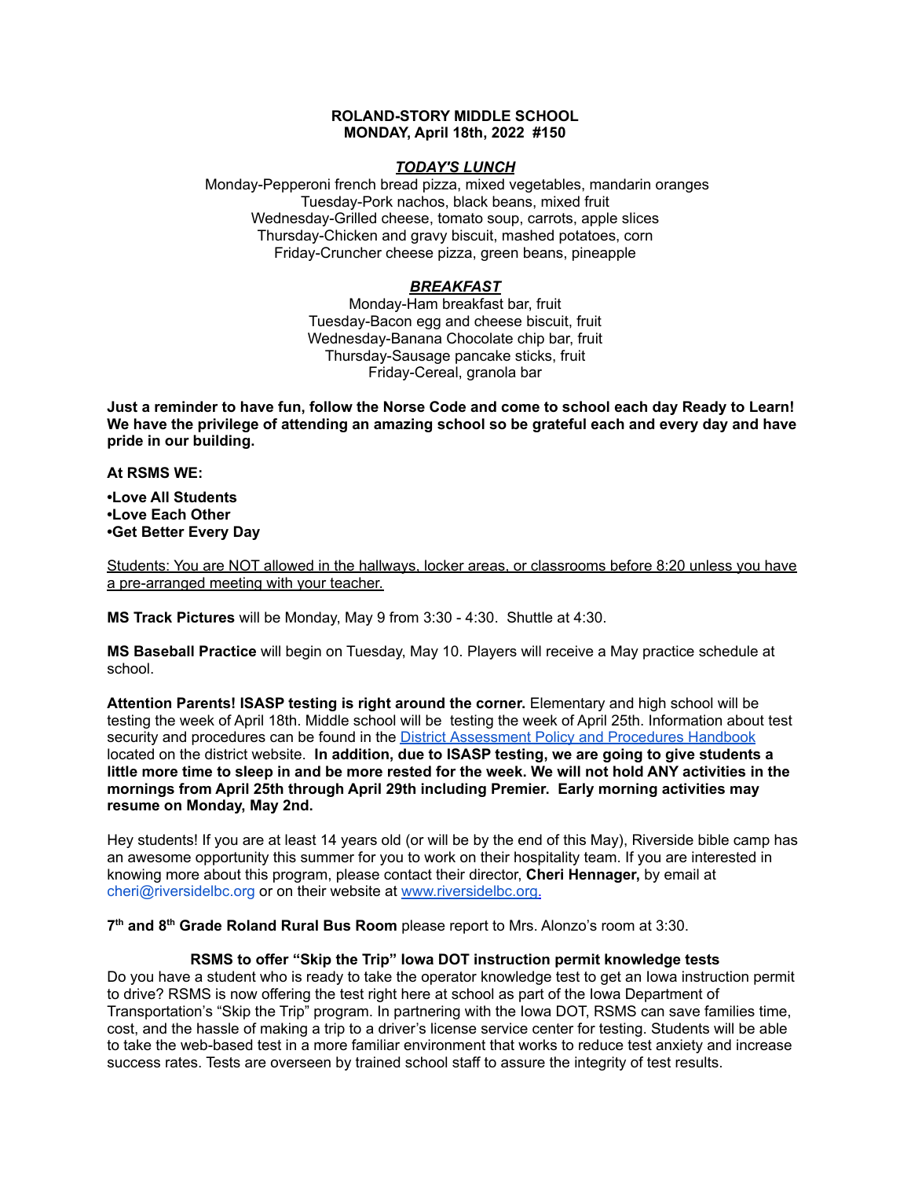**ROLAND-STORY MIDDLE SCHOOL**
**MONDAY, April 18th, 2022 #150**

***TODAY'S LUNCH***

Monday-Pepperoni french bread pizza, mixed vegetables, mandarin oranges
Tuesday-Pork nachos, black beans, mixed fruit
Wednesday-Grilled cheese, tomato soup, carrots, apple slices
Thursday-Chicken and gravy biscuit, mashed potatoes, corn
Friday-Cruncher cheese pizza, green beans, pineapple

***BREAKFAST***

Monday-Ham breakfast bar, fruit
Tuesday-Bacon egg and cheese biscuit, fruit
Wednesday-Banana Chocolate chip bar, fruit
Thursday-Sausage pancake sticks, fruit
Friday-Cereal, granola bar

**Just a reminder to have fun, follow the Norse Code and come to school each day Ready to Learn! We have the privilege of attending an amazing school so be grateful each and every day and have pride in our building.**

**At RSMS WE:**

**•Love All Students**
**•Love Each Other**
**•Get Better Every Day**

Students: You are NOT allowed in the hallways, locker areas, or classrooms before 8:20 unless you have a pre-arranged meeting with your teacher.

**MS Track Pictures** will be Monday, May 9 from 3:30 - 4:30. Shuttle at 4:30.

**MS Baseball Practice** will begin on Tuesday, May 10. Players will receive a May practice schedule at school.

**Attention Parents! ISASP testing is right around the corner.** Elementary and high school will be testing the week of April 18th. Middle school will be testing the week of April 25th. Information about test security and procedures can be found in the [District Assessment Policy and Procedures Handbook](District Assessment Policy and Procedures Handbook) located on the district website. **In addition, due to ISASP testing, we are going to give students a little more time to sleep in and be more rested for the week. We will not hold ANY activities in the mornings from April 25th through April 29th including Premier. Early morning activities may resume on Monday, May 2nd.**

Hey students! If you are at least 14 years old (or will be by the end of this May), Riverside bible camp has an awesome opportunity this summer for you to work on their hospitality team. If you are interested in knowing more about this program, please contact their director, **Cheri Hennager,** by email at cheri@riversidelbc.org or on their website at [www.riversidelbc.org.](www.riversidelbc.org)

**7th and 8th Grade Roland Rural Bus Room** please report to Mrs. Alonzo's room at 3:30.

**RSMS to offer "Skip the Trip" Iowa DOT instruction permit knowledge tests**

Do you have a student who is ready to take the operator knowledge test to get an Iowa instruction permit to drive? RSMS is now offering the test right here at school as part of the Iowa Department of Transportation's "Skip the Trip" program. In partnering with the Iowa DOT, RSMS can save families time, cost, and the hassle of making a trip to a driver's license service center for testing. Students will be able to take the web-based test in a more familiar environment that works to reduce test anxiety and increase success rates. Tests are overseen by trained school staff to assure the integrity of test results.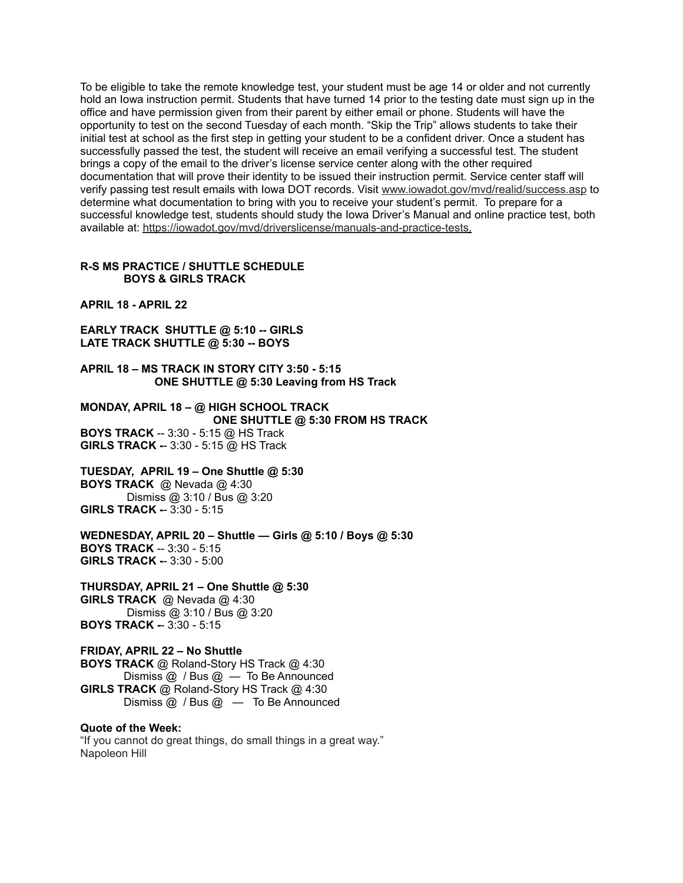To be eligible to take the remote knowledge test, your student must be age 14 or older and not currently hold an Iowa instruction permit. Students that have turned 14 prior to the testing date must sign up in the office and have permission given from their parent by either email or phone. Students will have the opportunity to test on the second Tuesday of each month. "Skip the Trip" allows students to take their initial test at school as the first step in getting your student to be a confident driver. Once a student has successfully passed the test, the student will receive an email verifying a successful test. The student brings a copy of the email to the driver's license service center along with the other required documentation that will prove their identity to be issued their instruction permit. Service center staff will verify passing test result emails with Iowa DOT records. Visit www.iowadot.gov/mvd/realid/success.asp to determine what documentation to bring with you to receive your student's permit. To prepare for a successful knowledge test, students should study the Iowa Driver's Manual and online practice test, both available at: https://iowadot.gov/mvd/driverslicense/manuals-and-practice-tests.

**R-S MS PRACTICE / SHUTTLE SCHEDULE**
**BOYS & GIRLS TRACK**

**APRIL 18 - APRIL 22**

**EARLY TRACK SHUTTLE @ 5:10 -- GIRLS**
**LATE TRACK SHUTTLE @ 5:30 -- BOYS**

**APRIL 18 – MS TRACK IN STORY CITY 3:50 - 5:15**
**ONE SHUTTLE @ 5:30 Leaving from HS Track**

**MONDAY, APRIL 18 – @ HIGH SCHOOL TRACK**
**ONE SHUTTLE @ 5:30 FROM HS TRACK**
**BOYS TRACK** -- 3:30 - 5:15 @ HS Track
**GIRLS TRACK --** 3:30 - 5:15 @ HS Track

**TUESDAY, APRIL 19 – One Shuttle @ 5:30**
**BOYS TRACK** @ Nevada @ 4:30
Dismiss @ 3:10 / Bus @ 3:20
**GIRLS TRACK --** 3:30 - 5:15

**WEDNESDAY, APRIL 20 – Shuttle — Girls @ 5:10 / Boys @ 5:30**
**BOYS TRACK** -- 3:30 - 5:15
**GIRLS TRACK --** 3:30 - 5:00

**THURSDAY, APRIL 21 – One Shuttle @ 5:30**
**GIRLS TRACK** @ Nevada @ 4:30
Dismiss @ 3:10 / Bus @ 3:20
**BOYS TRACK --** 3:30 - 5:15

**FRIDAY, APRIL 22 – No Shuttle**
**BOYS TRACK** @ Roland-Story HS Track @ 4:30
Dismiss @ / Bus @ — To Be Announced
**GIRLS TRACK** @ Roland-Story HS Track @ 4:30
Dismiss @ / Bus @ — To Be Announced

**Quote of the Week:**
"If you cannot do great things, do small things in a great way."
Napoleon Hill